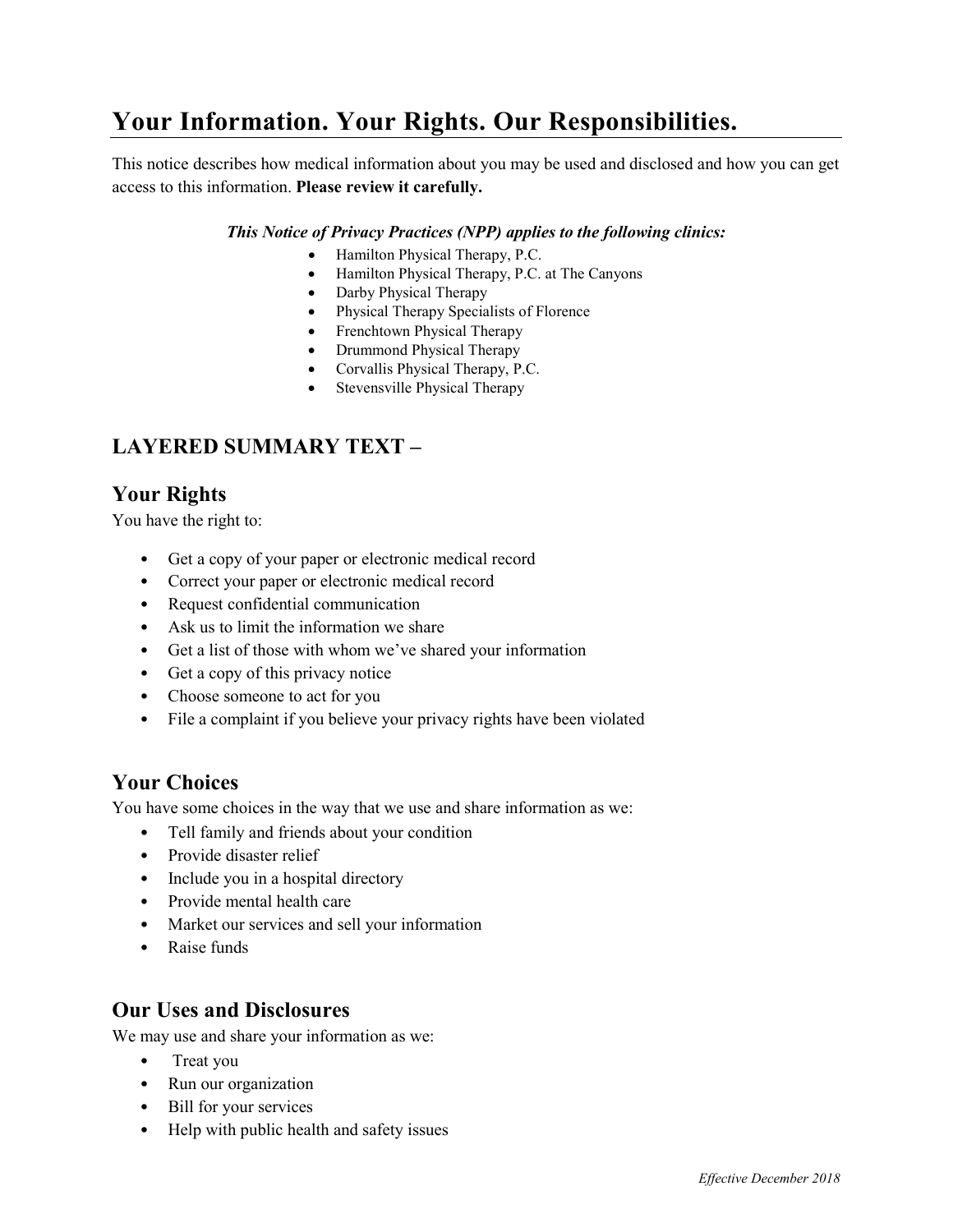# Your Information. Your Rights. Our Responsibilities.

This notice describes how medical information about you may be used and disclosed and how you can get access to this information. **Please review it carefully.**

***This Notice of Privacy Practices (NPP) applies to the following clinics:***

- Hamilton Physical Therapy, P.C.
- Hamilton Physical Therapy, P.C. at The Canyons
- Darby Physical Therapy
- Physical Therapy Specialists of Florence
- Frenchtown Physical Therapy
- Drummond Physical Therapy
- Corvallis Physical Therapy, P.C.
- Stevensville Physical Therapy

## LAYERED SUMMARY TEXT –

### Your Rights

You have the right to:

- Get a copy of your paper or electronic medical record
- Correct your paper or electronic medical record
- Request confidential communication
- Ask us to limit the information we share
- Get a list of those with whom we've shared your information
- Get a copy of this privacy notice
- Choose someone to act for you
- File a complaint if you believe your privacy rights have been violated

### Your Choices

You have some choices in the way that we use and share information as we:

- Tell family and friends about your condition
- Provide disaster relief
- Include you in a hospital directory
- Provide mental health care
- Market our services and sell your information
- Raise funds

### Our Uses and Disclosures

We may use and share your information as we:

- Treat you
- Run our organization
- Bill for your services
- Help with public health and safety issues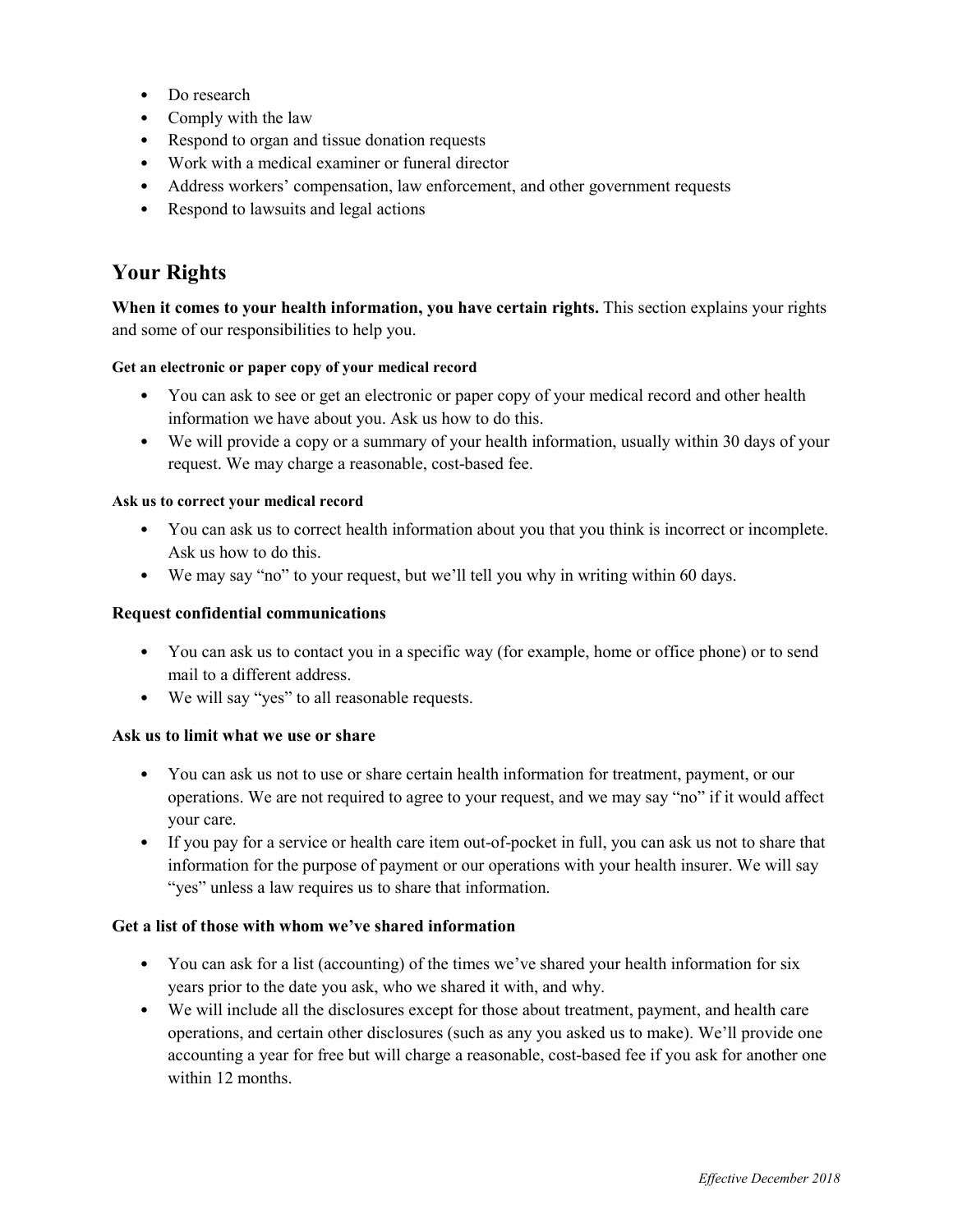- Do research
- Comply with the law
- Respond to organ and tissue donation requests
- Work with a medical examiner or funeral director
- Address workers' compensation, law enforcement, and other government requests
- Respond to lawsuits and legal actions

## Your Rights

**When it comes to your health information, you have certain rights.** This section explains your rights and some of our responsibilities to help you.

#### Get an electronic or paper copy of your medical record

- You can ask to see or get an electronic or paper copy of your medical record and other health information we have about you. Ask us how to do this.
- We will provide a copy or a summary of your health information, usually within 30 days of your request. We may charge a reasonable, cost-based fee.

#### Ask us to correct your medical record

- You can ask us to correct health information about you that you think is incorrect or incomplete. Ask us how to do this.
- We may say "no" to your request, but we'll tell you why in writing within 60 days.

### Request confidential communications

- You can ask us to contact you in a specific way (for example, home or office phone) or to send mail to a different address.
- We will say "yes" to all reasonable requests.

### Ask us to limit what we use or share

- You can ask us not to use or share certain health information for treatment, payment, or our operations. We are not required to agree to your request, and we may say "no" if it would affect your care.
- If you pay for a service or health care item out-of-pocket in full, you can ask us not to share that information for the purpose of payment or our operations with your health insurer. We will say "yes" unless a law requires us to share that information.

### Get a list of those with whom we've shared information

- You can ask for a list (accounting) of the times we've shared your health information for six years prior to the date you ask, who we shared it with, and why.
- We will include all the disclosures except for those about treatment, payment, and health care operations, and certain other disclosures (such as any you asked us to make). We'll provide one accounting a year for free but will charge a reasonable, cost-based fee if you ask for another one within 12 months.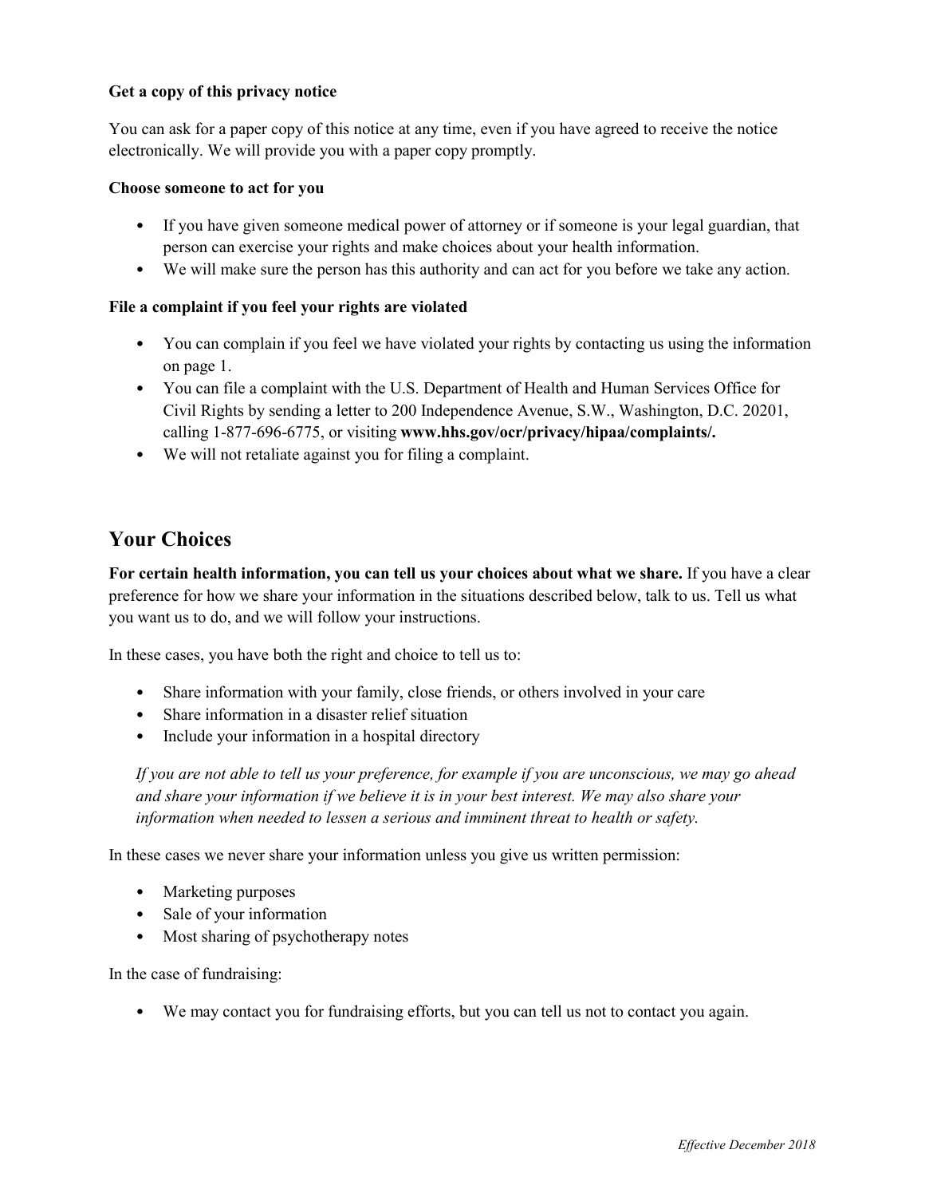**Get a copy of this privacy notice**

You can ask for a paper copy of this notice at any time, even if you have agreed to receive the notice electronically. We will provide you with a paper copy promptly.

**Choose someone to act for you**

- If you have given someone medical power of attorney or if someone is your legal guardian, that person can exercise your rights and make choices about your health information.
- We will make sure the person has this authority and can act for you before we take any action.

**File a complaint if you feel your rights are violated**

- You can complain if you feel we have violated your rights by contacting us using the information on page 1.
- You can file a complaint with the U.S. Department of Health and Human Services Office for Civil Rights by sending a letter to 200 Independence Avenue, S.W., Washington, D.C. 20201, calling 1-877-696-6775, or visiting **www.hhs.gov/ocr/privacy/hipaa/complaints/.**
- We will not retaliate against you for filing a complaint.

## Your Choices

**For certain health information, you can tell us your choices about what we share.** If you have a clear preference for how we share your information in the situations described below, talk to us. Tell us what you want us to do, and we will follow your instructions.

In these cases, you have both the right and choice to tell us to:

- Share information with your family, close friends, or others involved in your care
- Share information in a disaster relief situation
- Include your information in a hospital directory

*If you are not able to tell us your preference, for example if you are unconscious, we may go ahead and share your information if we believe it is in your best interest. We may also share your information when needed to lessen a serious and imminent threat to health or safety.*

In these cases we never share your information unless you give us written permission:

- Marketing purposes
- Sale of your information
- Most sharing of psychotherapy notes

In the case of fundraising:

- We may contact you for fundraising efforts, but you can tell us not to contact you again.

*Effective December 2018*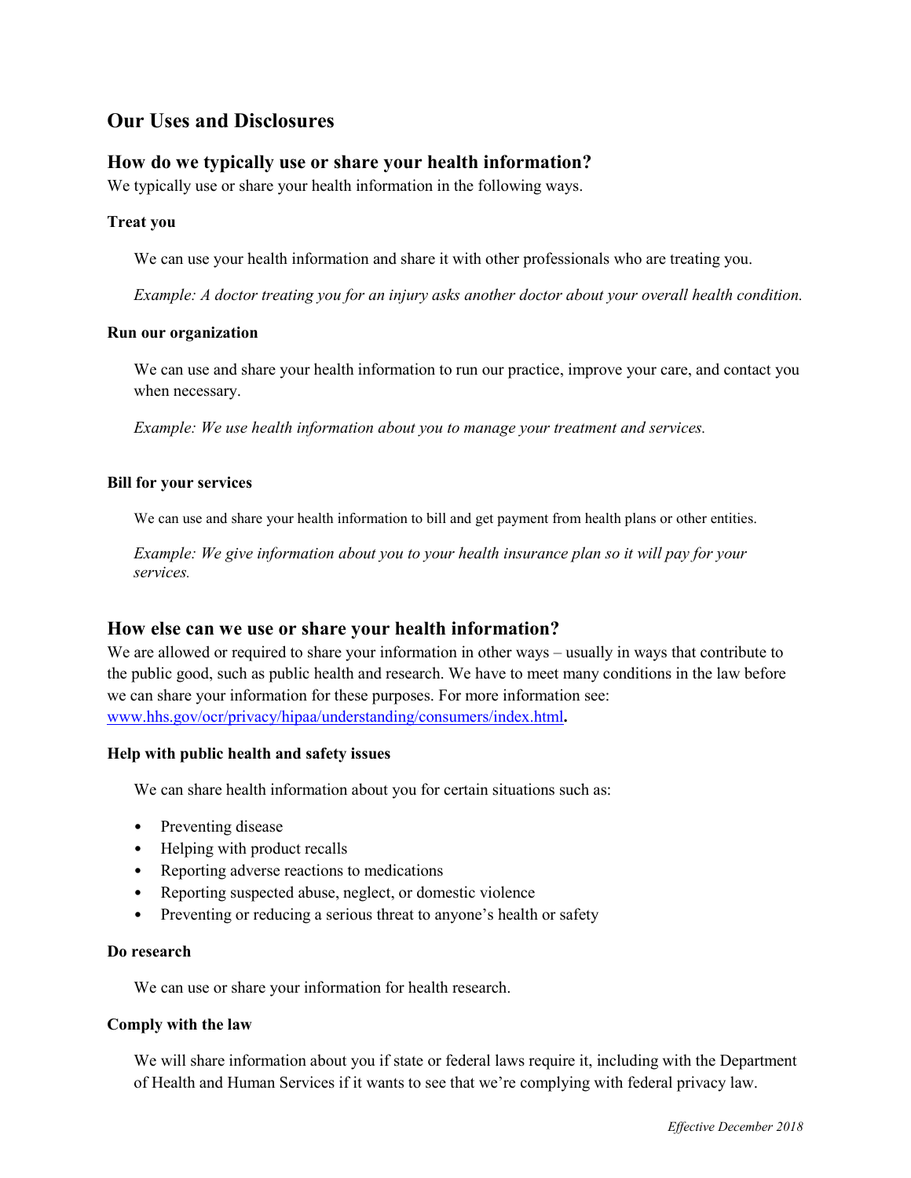## Our Uses and Disclosures

### How do we typically use or share your health information?

We typically use or share your health information in the following ways.

**Treat you**

We can use your health information and share it with other professionals who are treating you.

*Example: A doctor treating you for an injury asks another doctor about your overall health condition.*

**Run our organization**

We can use and share your health information to run our practice, improve your care, and contact you when necessary.

*Example: We use health information about you to manage your treatment and services.*

**Bill for your services**

We can use and share your health information to bill and get payment from health plans or other entities.

*Example: We give information about you to your health insurance plan so it will pay for your services.*

### How else can we use or share your health information?

We are allowed or required to share your information in other ways – usually in ways that contribute to the public good, such as public health and research. We have to meet many conditions in the law before we can share your information for these purposes. For more information see: [www.hhs.gov/ocr/privacy/hipaa/understanding/consumers/index.html](http://www.hhs.gov/ocr/privacy/hipaa/understanding/consumers/index.html)**.**

**Help with public health and safety issues**

We can share health information about you for certain situations such as:

- Preventing disease
- Helping with product recalls
- Reporting adverse reactions to medications
- Reporting suspected abuse, neglect, or domestic violence
- Preventing or reducing a serious threat to anyone's health or safety

**Do research**

We can use or share your information for health research.

**Comply with the law**

We will share information about you if state or federal laws require it, including with the Department of Health and Human Services if it wants to see that we're complying with federal privacy law.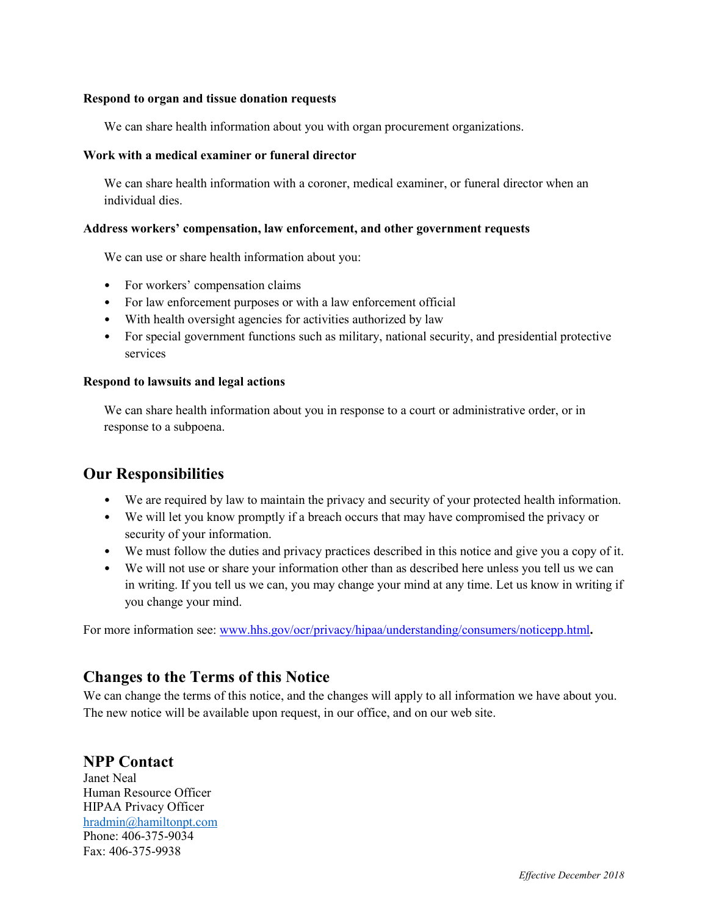**Respond to organ and tissue donation requests**

We can share health information about you with organ procurement organizations.

**Work with a medical examiner or funeral director**

We can share health information with a coroner, medical examiner, or funeral director when an individual dies.

**Address workers' compensation, law enforcement, and other government requests**

We can use or share health information about you:

- For workers' compensation claims
- For law enforcement purposes or with a law enforcement official
- With health oversight agencies for activities authorized by law
- For special government functions such as military, national security, and presidential protective services

**Respond to lawsuits and legal actions**

We can share health information about you in response to a court or administrative order, or in response to a subpoena.

## Our Responsibilities

- We are required by law to maintain the privacy and security of your protected health information.
- We will let you know promptly if a breach occurs that may have compromised the privacy or security of your information.
- We must follow the duties and privacy practices described in this notice and give you a copy of it.
- We will not use or share your information other than as described here unless you tell us we can in writing. If you tell us we can, you may change your mind at any time. Let us know in writing if you change your mind.

For more information see: www.hhs.gov/ocr/privacy/hipaa/understanding/consumers/noticepp.html**.**

## Changes to the Terms of this Notice

We can change the terms of this notice, and the changes will apply to all information we have about you. The new notice will be available upon request, in our office, and on our web site.

## NPP Contact

Janet Neal
Human Resource Officer
HIPAA Privacy Officer
hradmin@hamiltonpt.com
Phone: 406-375-9034
Fax: 406-375-9938

*Effective December 2018*